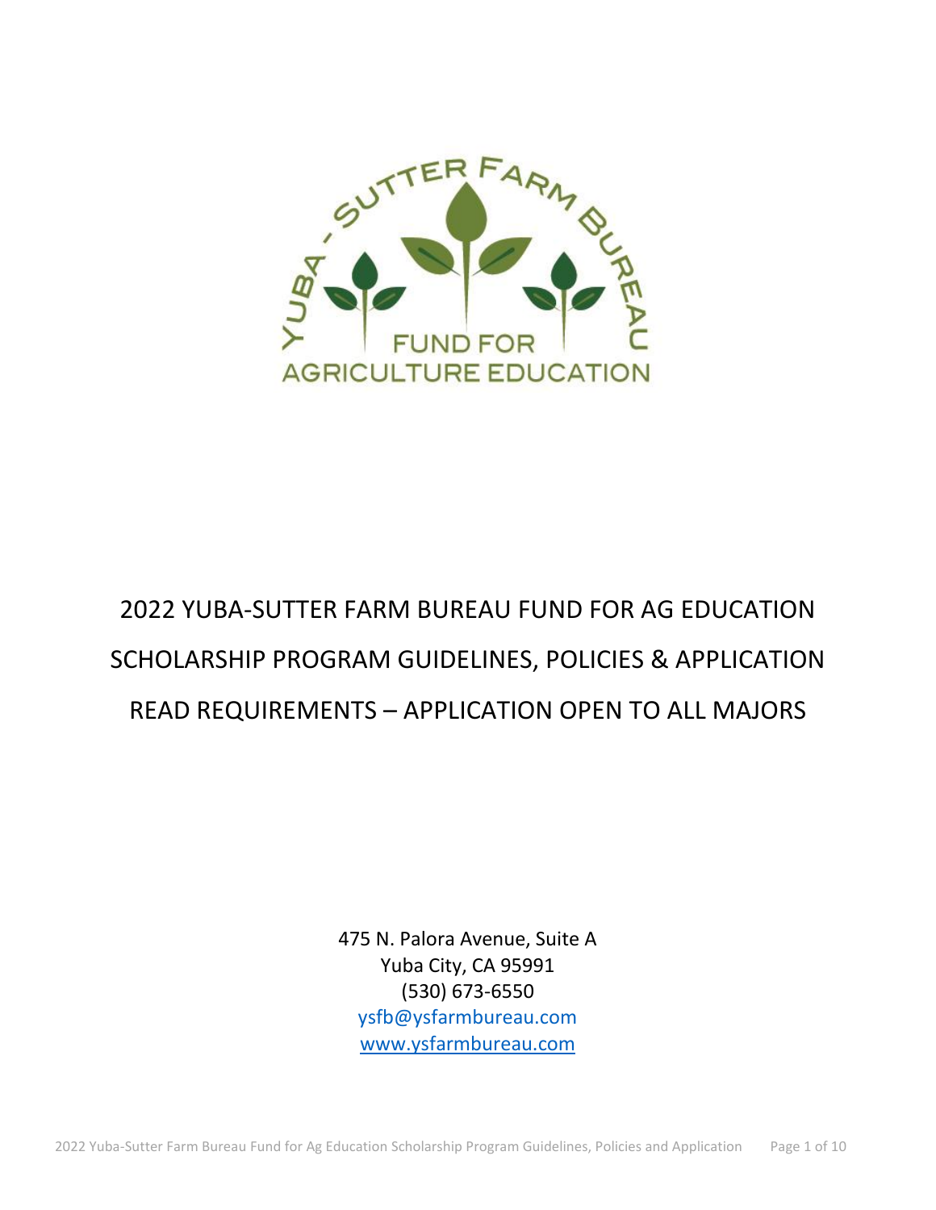# 2022 YUBA-SUTTER FARM BUREAU FUND FOR AG EDUCATION

## SCHOLARSHIP PROGRAM GUIDELINES, POLICIES & APPLICATION

## READ REQUIREMENTS – APPLICATION OPEN TO ALL MAJORS

475 N. Palora Avenue, Suite A
Yuba City, CA 95991
(530) 673-6550
ysfb@ysfarmbureau.com
www.ysfarmbureau.com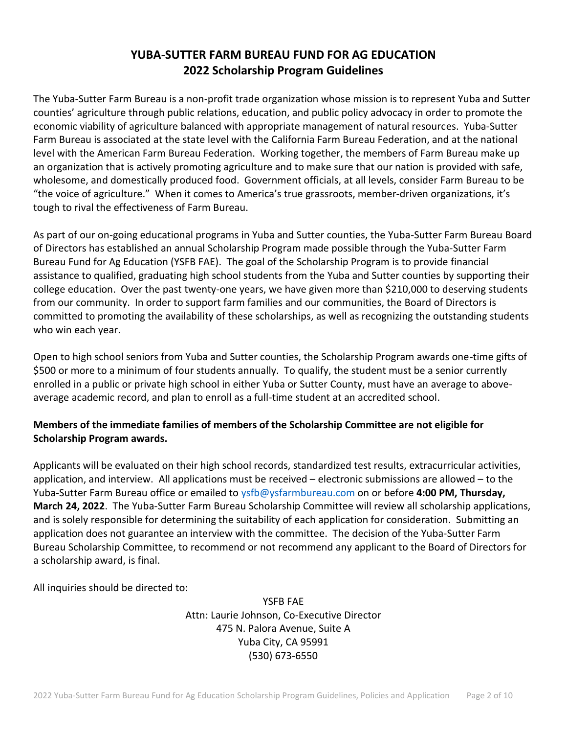# YUBA-SUTTER FARM BUREAU FUND FOR AG EDUCATION
## 2022 Scholarship Program Guidelines

The Yuba-Sutter Farm Bureau is a non-profit trade organization whose mission is to represent Yuba and Sutter counties' agriculture through public relations, education, and public policy advocacy in order to promote the economic viability of agriculture balanced with appropriate management of natural resources. Yuba-Sutter Farm Bureau is associated at the state level with the California Farm Bureau Federation, and at the national level with the American Farm Bureau Federation. Working together, the members of Farm Bureau make up an organization that is actively promoting agriculture and to make sure that our nation is provided with safe, wholesome, and domestically produced food. Government officials, at all levels, consider Farm Bureau to be "the voice of agriculture." When it comes to America's true grassroots, member-driven organizations, it's tough to rival the effectiveness of Farm Bureau.

As part of our on-going educational programs in Yuba and Sutter counties, the Yuba-Sutter Farm Bureau Board of Directors has established an annual Scholarship Program made possible through the Yuba-Sutter Farm Bureau Fund for Ag Education (YSFB FAE). The goal of the Scholarship Program is to provide financial assistance to qualified, graduating high school students from the Yuba and Sutter counties by supporting their college education. Over the past twenty-one years, we have given more than $210,000 to deserving students from our community. In order to support farm families and our communities, the Board of Directors is committed to promoting the availability of these scholarships, as well as recognizing the outstanding students who win each year.

Open to high school seniors from Yuba and Sutter counties, the Scholarship Program awards one-time gifts of $500 or more to a minimum of four students annually. To qualify, the student must be a senior currently enrolled in a public or private high school in either Yuba or Sutter County, must have an average to above-average academic record, and plan to enroll as a full-time student at an accredited school.

**Members of the immediate families of members of the Scholarship Committee are not eligible for Scholarship Program awards.**

Applicants will be evaluated on their high school records, standardized test results, extracurricular activities, application, and interview. All applications must be received – electronic submissions are allowed – to the Yuba-Sutter Farm Bureau office or emailed to ysfb@ysfarmbureau.com on or before **4:00 PM, Thursday, March 24, 2022**. The Yuba-Sutter Farm Bureau Scholarship Committee will review all scholarship applications, and is solely responsible for determining the suitability of each application for consideration. Submitting an application does not guarantee an interview with the committee. The decision of the Yuba-Sutter Farm Bureau Scholarship Committee, to recommend or not recommend any applicant to the Board of Directors for a scholarship award, is final.

All inquiries should be directed to:

YSFB FAE
Attn: Laurie Johnson, Co-Executive Director
475 N. Palora Avenue, Suite A
Yuba City, CA 95991
(530) 673-6550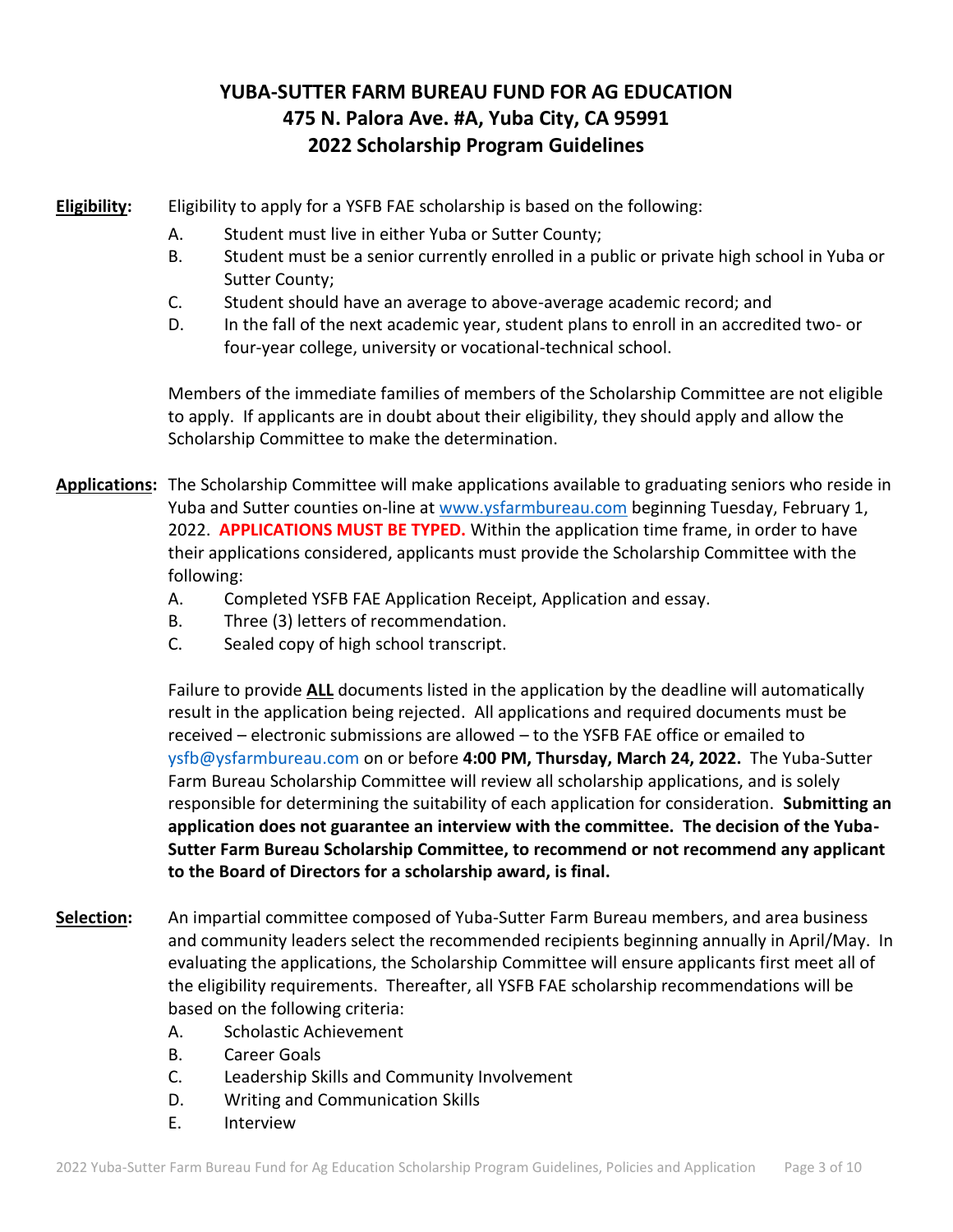# YUBA-SUTTER FARM BUREAU FUND FOR AG EDUCATION
## 475 N. Palora Ave. #A, Yuba City, CA 95991
## 2022 Scholarship Program Guidelines

**Eligibility:** Eligibility to apply for a YSFB FAE scholarship is based on the following:

A. Student must live in either Yuba or Sutter County;
B. Student must be a senior currently enrolled in a public or private high school in Yuba or Sutter County;
C. Student should have an average to above-average academic record; and
D. In the fall of the next academic year, student plans to enroll in an accredited two- or four-year college, university or vocational-technical school.

Members of the immediate families of members of the Scholarship Committee are not eligible to apply. If applicants are in doubt about their eligibility, they should apply and allow the Scholarship Committee to make the determination.

**Applications:** The Scholarship Committee will make applications available to graduating seniors who reside in Yuba and Sutter counties on-line at www.ysfarmbureau.com beginning Tuesday, February 1, 2022. **APPLICATIONS MUST BE TYPED.** Within the application time frame, in order to have their applications considered, applicants must provide the Scholarship Committee with the following:

A. Completed YSFB FAE Application Receipt, Application and essay.
B. Three (3) letters of recommendation.
C. Sealed copy of high school transcript.

Failure to provide **ALL** documents listed in the application by the deadline will automatically result in the application being rejected. All applications and required documents must be received – electronic submissions are allowed – to the YSFB FAE office or emailed to ysfb@ysfarmbureau.com on or before **4:00 PM, Thursday, March 24, 2022.** The Yuba-Sutter Farm Bureau Scholarship Committee will review all scholarship applications, and is solely responsible for determining the suitability of each application for consideration. **Submitting an application does not guarantee an interview with the committee. The decision of the Yuba-Sutter Farm Bureau Scholarship Committee, to recommend or not recommend any applicant to the Board of Directors for a scholarship award, is final.**

**Selection:** An impartial committee composed of Yuba-Sutter Farm Bureau members, and area business and community leaders select the recommended recipients beginning annually in April/May. In evaluating the applications, the Scholarship Committee will ensure applicants first meet all of the eligibility requirements. Thereafter, all YSFB FAE scholarship recommendations will be based on the following criteria:

A. Scholastic Achievement
B. Career Goals
C. Leadership Skills and Community Involvement
D. Writing and Communication Skills
E. Interview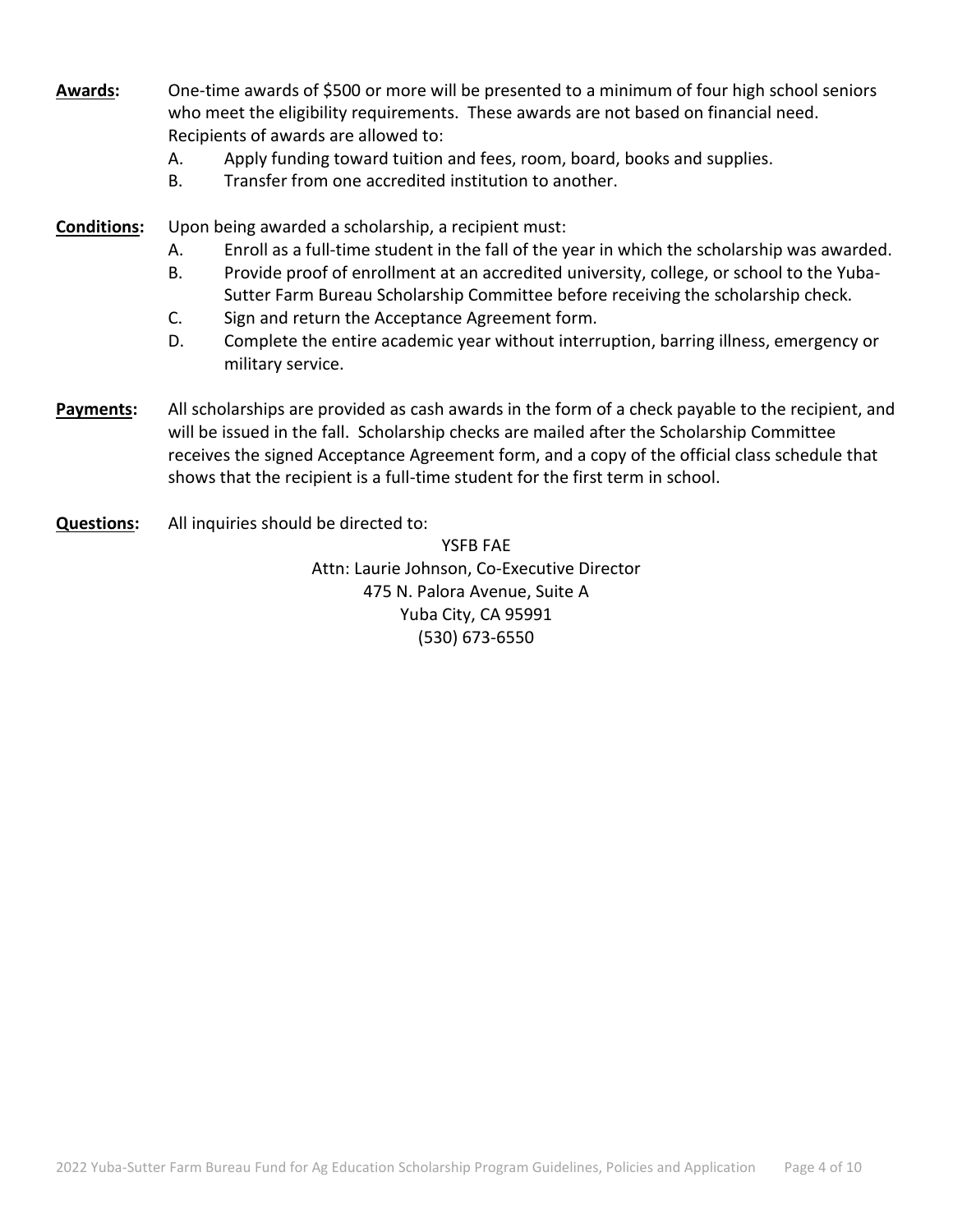**Awards:** One-time awards of $500 or more will be presented to a minimum of four high school seniors who meet the eligibility requirements. These awards are not based on financial need. Recipients of awards are allowed to:

A. Apply funding toward tuition and fees, room, board, books and supplies.
B. Transfer from one accredited institution to another.

**Conditions:** Upon being awarded a scholarship, a recipient must:

A. Enroll as a full-time student in the fall of the year in which the scholarship was awarded.
B. Provide proof of enrollment at an accredited university, college, or school to the Yuba-Sutter Farm Bureau Scholarship Committee before receiving the scholarship check.
C. Sign and return the Acceptance Agreement form.
D. Complete the entire academic year without interruption, barring illness, emergency or military service.

**Payments:** All scholarships are provided as cash awards in the form of a check payable to the recipient, and will be issued in the fall. Scholarship checks are mailed after the Scholarship Committee receives the signed Acceptance Agreement form, and a copy of the official class schedule that shows that the recipient is a full-time student for the first term in school.

**Questions:** All inquiries should be directed to:

YSFB FAE
Attn: Laurie Johnson, Co-Executive Director
475 N. Palora Avenue, Suite A
Yuba City, CA 95991
(530) 673-6550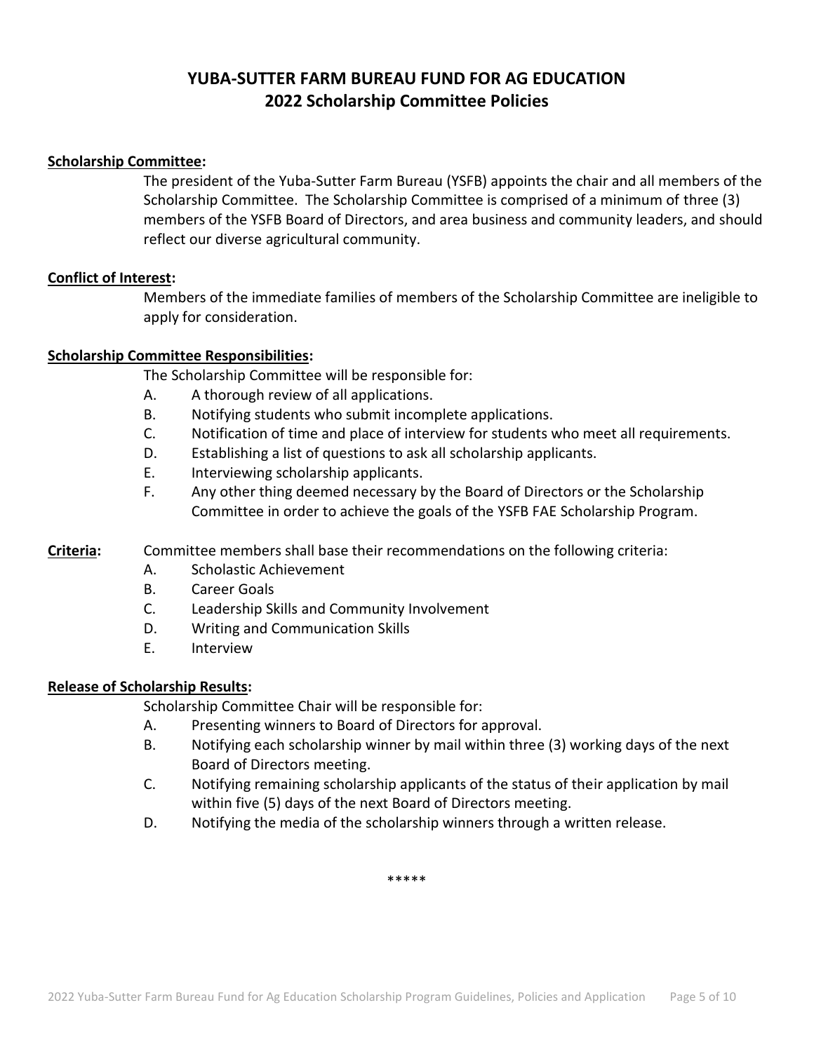# YUBA-SUTTER FARM BUREAU FUND FOR AG EDUCATION
## 2022 Scholarship Committee Policies

**Scholarship Committee:**

The president of the Yuba-Sutter Farm Bureau (YSFB) appoints the chair and all members of the Scholarship Committee. The Scholarship Committee is comprised of a minimum of three (3) members of the YSFB Board of Directors, and area business and community leaders, and should reflect our diverse agricultural community.

**Conflict of Interest:**

Members of the immediate families of members of the Scholarship Committee are ineligible to apply for consideration.

**Scholarship Committee Responsibilities:**

The Scholarship Committee will be responsible for:

A. A thorough review of all applications.
B. Notifying students who submit incomplete applications.
C. Notification of time and place of interview for students who meet all requirements.
D. Establishing a list of questions to ask all scholarship applicants.
E. Interviewing scholarship applicants.
F. Any other thing deemed necessary by the Board of Directors or the Scholarship Committee in order to achieve the goals of the YSFB FAE Scholarship Program.

**Criteria:** Committee members shall base their recommendations on the following criteria:

A. Scholastic Achievement
B. Career Goals
C. Leadership Skills and Community Involvement
D. Writing and Communication Skills
E. Interview

**Release of Scholarship Results:**

Scholarship Committee Chair will be responsible for:

A. Presenting winners to Board of Directors for approval.
B. Notifying each scholarship winner by mail within three (3) working days of the next Board of Directors meeting.
C. Notifying remaining scholarship applicants of the status of their application by mail within five (5) days of the next Board of Directors meeting.
D. Notifying the media of the scholarship winners through a written release.

*****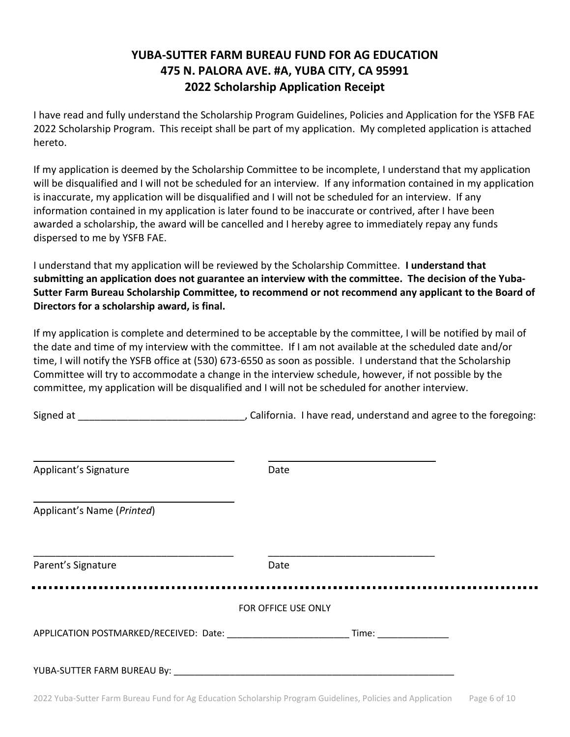# YUBA-SUTTER FARM BUREAU FUND FOR AG EDUCATION
## 475 N. PALORA AVE. #A, YUBA CITY, CA 95991
## 2022 Scholarship Application Receipt

I have read and fully understand the Scholarship Program Guidelines, Policies and Application for the YSFB FAE 2022 Scholarship Program. This receipt shall be part of my application. My completed application is attached hereto.

If my application is deemed by the Scholarship Committee to be incomplete, I understand that my application will be disqualified and I will not be scheduled for an interview. If any information contained in my application is inaccurate, my application will be disqualified and I will not be scheduled for an interview. If any information contained in my application is later found to be inaccurate or contrived, after I have been awarded a scholarship, the award will be cancelled and I hereby agree to immediately repay any funds dispersed to me by YSFB FAE.

I understand that my application will be reviewed by the Scholarship Committee. **I understand that submitting an application does not guarantee an interview with the committee. The decision of the Yuba-Sutter Farm Bureau Scholarship Committee, to recommend or not recommend any applicant to the Board of Directors for a scholarship award, is final.**

If my application is complete and determined to be acceptable by the committee, I will be notified by mail of the date and time of my interview with the committee. If I am not available at the scheduled date and/or time, I will notify the YSFB office at (530) 673-6550 as soon as possible. I understand that the Scholarship Committee will try to accommodate a change in the interview schedule, however, if not possible by the committee, my application will be disqualified and I will not be scheduled for another interview.

Signed at ______________________________, California. I have read, understand and agree to the foregoing:

____________________________________ ______________________________
Applicant's Signature Date

____________________________________
Applicant's Name (*Printed*)

____________________________________ ______________________________
Parent's Signature Date

---

FOR OFFICE USE ONLY

APPLICATION POSTMARKED/RECEIVED: Date: _______________________ Time: _____________

YUBA-SUTTER FARM BUREAU By: ________________________________________________________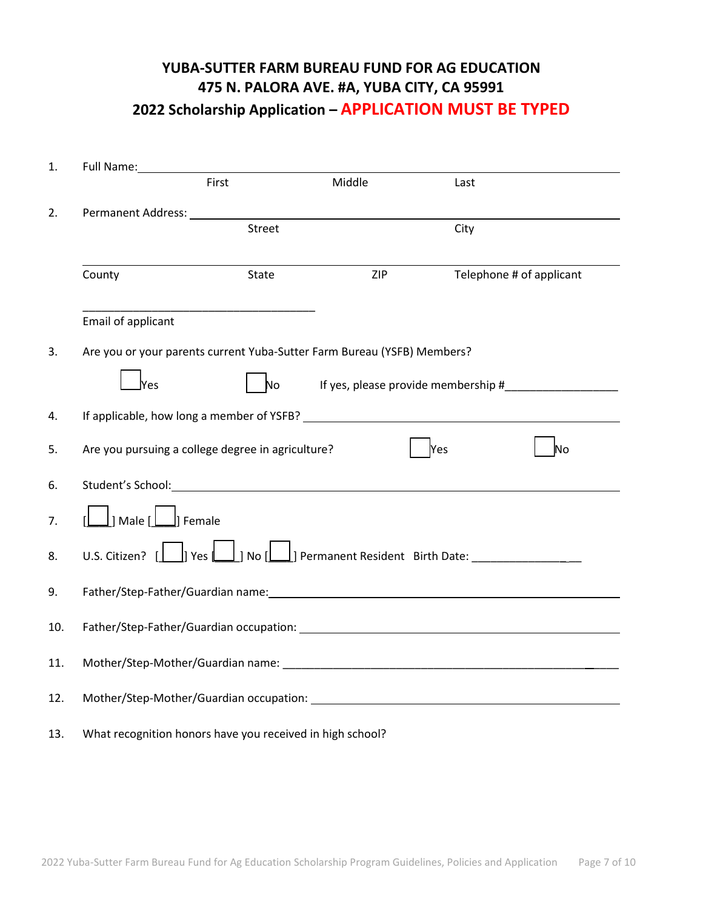# YUBA-SUTTER FARM BUREAU FUND FOR AG EDUCATION
## 475 N. PALORA AVE. #A, YUBA CITY, CA 95991
## 2022 Scholarship Application – APPLICATION MUST BE TYPED

1. Full Name: ______________________________________________
   First Middle Last

2. Permanent Address: ______________________________________________
   Street City

   ______________________________________________
   County State ZIP Telephone # of applicant

   ______________________________________
   Email of applicant

3. Are you or your parents current Yuba-Sutter Farm Bureau (YSFB) Members?

   [ ] Yes [ ] No If yes, please provide membership #__________________

4. If applicable, how long a member of YSFB? ______________________________

5. Are you pursuing a college degree in agriculture? [ ] Yes [ ] No

6. Student's School: ______________________________________________

7. [___] Male [___] Female

8. U.S. Citizen? [___] Yes [___] No [___] Permanent Resident Birth Date: __________________

9. Father/Step-Father/Guardian name: ______________________________________________

10. Father/Step-Father/Guardian occupation: ______________________________________________

11. Mother/Step-Mother/Guardian name: ______________________________________________

12. Mother/Step-Mother/Guardian occupation: ______________________________________________

13. What recognition honors have you received in high school?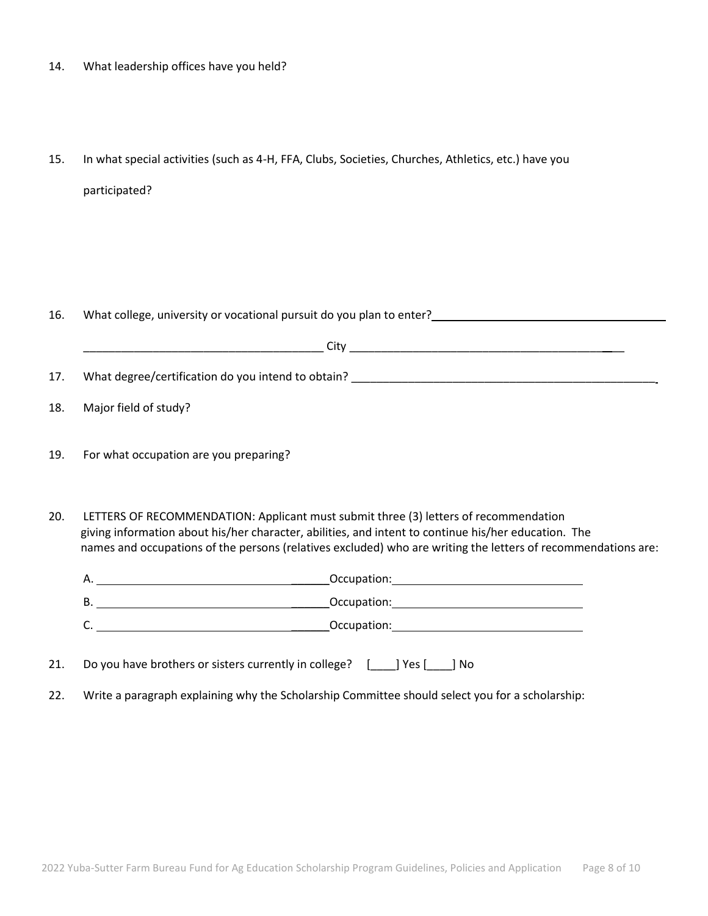14. What leadership offices have you held?

15. In what special activities (such as 4-H, FFA, Clubs, Societies, Churches, Athletics, etc.) have you participated?

16. What college, university or vocational pursuit do you plan to enter?_______________________________________

_______________________________________ City _____________________________________________

17. What degree/certification do you intend to obtain? _________________________________________________

18. Major field of study?

19. For what occupation are you preparing?

20. LETTERS OF RECOMMENDATION: Applicant must submit three (3) letters of recommendation giving information about his/her character, abilities, and intent to continue his/her education. The names and occupations of the persons (relatives excluded) who are writing the letters of recommendations are:

A. ______________________________________Occupation:______________________________

B. ______________________________________Occupation:______________________________

C. ______________________________________Occupation:______________________________

21. Do you have brothers or sisters currently in college? [____] Yes [____] No

22. Write a paragraph explaining why the Scholarship Committee should select you for a scholarship: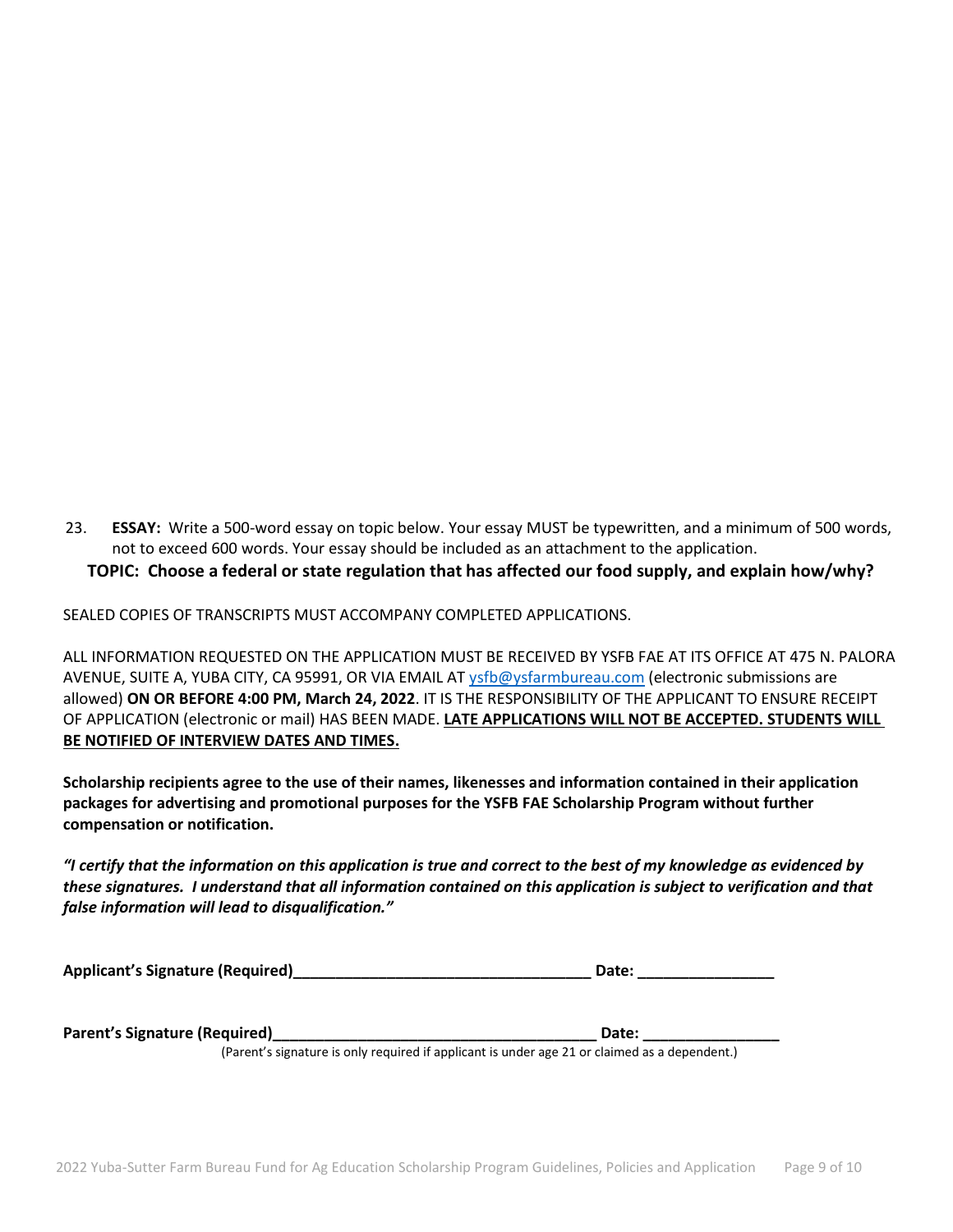23. **ESSAY:** Write a 500-word essay on topic below. Your essay MUST be typewritten, and a minimum of 500 words, not to exceed 600 words. Your essay should be included as an attachment to the application.

**TOPIC: Choose a federal or state regulation that has affected our food supply, and explain how/why?**

SEALED COPIES OF TRANSCRIPTS MUST ACCOMPANY COMPLETED APPLICATIONS.

ALL INFORMATION REQUESTED ON THE APPLICATION MUST BE RECEIVED BY YSFB FAE AT ITS OFFICE AT 475 N. PALORA AVENUE, SUITE A, YUBA CITY, CA 95991, OR VIA EMAIL AT ysfb@ysfarmbureau.com (electronic submissions are allowed) **ON OR BEFORE 4:00 PM, March 24, 2022**. IT IS THE RESPONSIBILITY OF THE APPLICANT TO ENSURE RECEIPT OF APPLICATION (electronic or mail) HAS BEEN MADE. **LATE APPLICATIONS WILL NOT BE ACCEPTED. STUDENTS WILL BE NOTIFIED OF INTERVIEW DATES AND TIMES.**

**Scholarship recipients agree to the use of their names, likenesses and information contained in their application packages for advertising and promotional purposes for the YSFB FAE Scholarship Program without further compensation or notification.**

***"I certify that the information on this application is true and correct to the best of my knowledge as evidenced by these signatures. I understand that all information contained on this application is subject to verification and that false information will lead to disqualification."***

**Applicant's Signature (Required)___________________________________ Date: ________________**

**Parent's Signature (Required)_____________________________________ Date: ________________**

(Parent's signature is only required if applicant is under age 21 or claimed as a dependent.)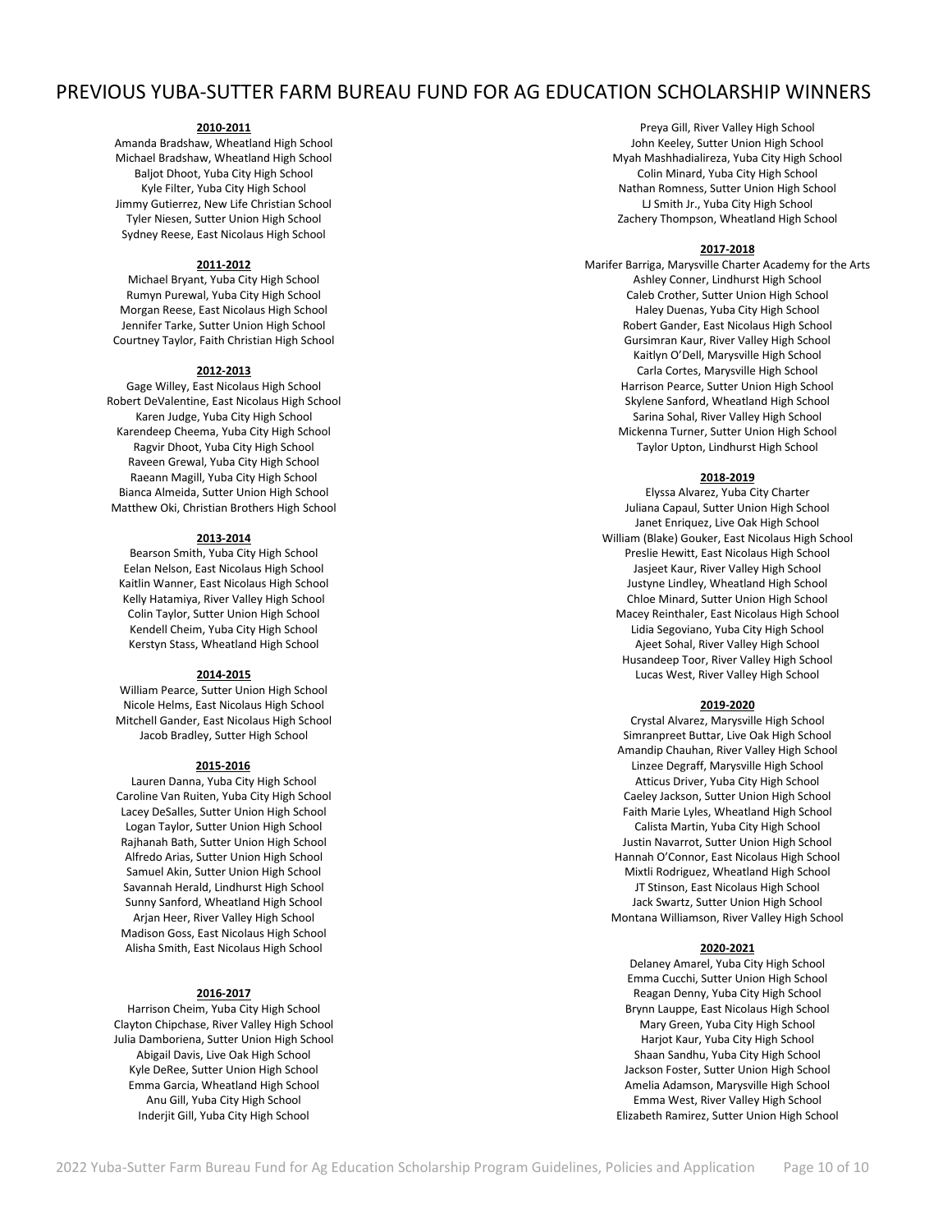# PREVIOUS YUBA-SUTTER FARM BUREAU FUND FOR AG EDUCATION SCHOLARSHIP WINNERS

**2010-2011**

Amanda Bradshaw, Wheatland High School
Michael Bradshaw, Wheatland High School
Baljot Dhoot, Yuba City High School
Kyle Filter, Yuba City High School
Jimmy Gutierrez, New Life Christian School
Tyler Niesen, Sutter Union High School
Sydney Reese, East Nicolaus High School

**2011-2012**

Michael Bryant, Yuba City High School
Rumyn Purewal, Yuba City High School
Morgan Reese, East Nicolaus High School
Jennifer Tarke, Sutter Union High School
Courtney Taylor, Faith Christian High School

**2012-2013**

Gage Willey, East Nicolaus High School
Robert DeValentine, East Nicolaus High School
Karen Judge, Yuba City High School
Karendeep Cheema, Yuba City High School
Ragvir Dhoot, Yuba City High School
Raveen Grewal, Yuba City High School
Raeann Magill, Yuba City High School
Bianca Almeida, Sutter Union High School
Matthew Oki, Christian Brothers High School

**2013-2014**

Bearson Smith, Yuba City High School
Eelan Nelson, East Nicolaus High School
Kaitlin Wanner, East Nicolaus High School
Kelly Hatamiya, River Valley High School
Colin Taylor, Sutter Union High School
Kendell Cheim, Yuba City High School
Kerstyn Stass, Wheatland High School

**2014-2015**

William Pearce, Sutter Union High School
Nicole Helms, East Nicolaus High School
Mitchell Gander, East Nicolaus High School
Jacob Bradley, Sutter High School

**2015-2016**

Lauren Danna, Yuba City High School
Caroline Van Ruiten, Yuba City High School
Lacey DeSalles, Sutter Union High School
Logan Taylor, Sutter Union High School
Rajhanah Bath, Sutter Union High School
Alfredo Arias, Sutter Union High School
Samuel Akin, Sutter Union High School
Savannah Herald, Lindhurst High School
Sunny Sanford, Wheatland High School
Arjan Heer, River Valley High School
Madison Goss, East Nicolaus High School
Alisha Smith, East Nicolaus High School

**2016-2017**

Harrison Cheim, Yuba City High School
Clayton Chipchase, River Valley High School
Julia Damboriena, Sutter Union High School
Abigail Davis, Live Oak High School
Kyle DeRee, Sutter Union High School
Emma Garcia, Wheatland High School
Anu Gill, Yuba City High School
Inderjit Gill, Yuba City High School
Preya Gill, River Valley High School
John Keeley, Sutter Union High School
Myah Mashhadialireza, Yuba City High School
Colin Minard, Yuba City High School
Nathan Romness, Sutter Union High School
LJ Smith Jr., Yuba City High School
Zachery Thompson, Wheatland High School

**2017-2018**

Marifer Barriga, Marysville Charter Academy for the Arts
Ashley Conner, Lindhurst High School
Caleb Crother, Sutter Union High School
Haley Duenas, Yuba City High School
Robert Gander, East Nicolaus High School
Gursimran Kaur, River Valley High School
Kaitlyn O'Dell, Marysville High School
Carla Cortes, Marysville High School
Harrison Pearce, Sutter Union High School
Skylene Sanford, Wheatland High School
Sarina Sohal, River Valley High School
Mickenna Turner, Sutter Union High School
Taylor Upton, Lindhurst High School

**2018-2019**

Elyssa Alvarez, Yuba City Charter
Juliana Capaul, Sutter Union High School
Janet Enriquez, Live Oak High School
William (Blake) Gouker, East Nicolaus High School
Preslie Hewitt, East Nicolaus High School
Jasjeet Kaur, River Valley High School
Justyne Lindley, Wheatland High School
Chloe Minard, Sutter Union High School
Macey Reinthaler, East Nicolaus High School
Lidia Segoviano, Yuba City High School
Ajeet Sohal, River Valley High School
Husandeep Toor, River Valley High School
Lucas West, River Valley High School

**2019-2020**

Crystal Alvarez, Marysville High School
Simranpreet Buttar, Live Oak High School
Amandip Chauhan, River Valley High School
Linzee Degraff, Marysville High School
Atticus Driver, Yuba City High School
Caeley Jackson, Sutter Union High School
Faith Marie Lyles, Wheatland High School
Calista Martin, Yuba City High School
Justin Navarrot, Sutter Union High School
Hannah O'Connor, East Nicolaus High School
Mixtli Rodriguez, Wheatland High School
JT Stinson, East Nicolaus High School
Jack Swartz, Sutter Union High School
Montana Williamson, River Valley High School

**2020-2021**

Delaney Amarel, Yuba City High School
Emma Cucchi, Sutter Union High School
Reagan Denny, Yuba City High School
Brynn Lauppe, East Nicolaus High School
Mary Green, Yuba City High School
Harjot Kaur, Yuba City High School
Shaan Sandhu, Yuba City High School
Jackson Foster, Sutter Union High School
Amelia Adamson, Marysville High School
Emma West, River Valley High School
Elizabeth Ramirez, Sutter Union High School